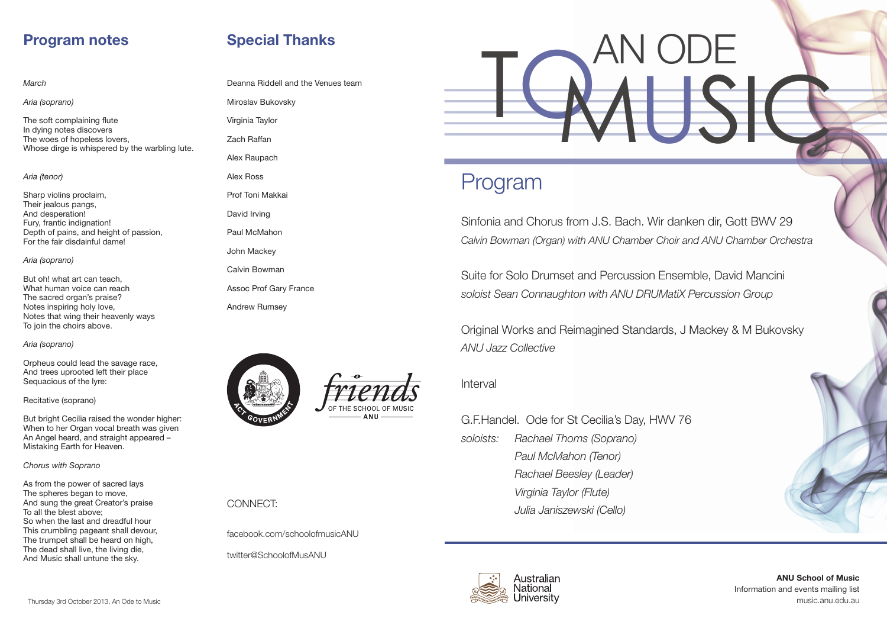## Program notes

*March*

*Aria (soprano)*

The soft complaining flute
In dying notes discovers
The woes of hopeless lovers,
Whose dirge is whispered by the warbling lute.

*Aria (tenor)*

Sharp violins proclaim,
Their jealous pangs,
And desperation!
Fury, frantic indignation!
Depth of pains, and height of passion,
For the fair disdainful dame!

*Aria (soprano)*

But oh! what art can teach,
What human voice can reach
The sacred organ's praise?
Notes inspiring holy love,
Notes that wing their heavenly ways
To join the choirs above.

*Aria (soprano)*

Orpheus could lead the savage race,
And trees uprooted left their place
Sequacious of the lyre:

Recitative (soprano)

But bright Cecilia raised the wonder higher:
When to her Organ vocal breath was given
An Angel heard, and straight appeared –
Mistaking Earth for Heaven.

*Chorus with Soprano*

As from the power of sacred lays
The spheres began to move,
And sung the great Creator's praise
To all the blest above;
So when the last and dreadful hour
This crumbling pageant shall devour,
The trumpet shall be heard on high,
The dead shall live, the living die,
And Music shall untune the sky.

Thursday 3rd October 2013, An Ode to Music

## Special Thanks

Deanna Riddell and the Venues team

Miroslav Bukovsky

Virginia Taylor

Zach Raffan

Alex Raupach

Alex Ross

Prof Toni Makkai

David Irving

Paul McMahon

John Mackey

Calvin Bowman

Assoc Prof Gary France

Andrew Rumsey

ACT GOVERNMENT

friends OF THE SCHOOL OF MUSIC ANU

CONNECT:

facebook.com/schoolofmusicANU

twitter@SchoolofMusANU

# AN ODE TO MUSIC

## Program

Sinfonia and Chorus from J.S. Bach. Wir danken dir, Gott BWV 29
*Calvin Bowman (Organ) with ANU Chamber Choir and ANU Chamber Orchestra*

Suite for Solo Drumset and Percussion Ensemble, David Mancini
*soloist Sean Connaughton with ANU DRUMatiX Percussion Group*

Original Works and Reimagined Standards, J Mackey & M Bukovsky
*ANU Jazz Collective*

Interval

G.F.Handel. Ode for St Cecilia's Day, HWV 76
*soloists:* *Rachael Thoms (Soprano)*
*Paul McMahon (Tenor)*
*Rachael Beesley (Leader)*
*Virginia Taylor (Flute)*
*Julia Janiszewski (Cello)*

Australian National University

**ANU School of Music**
Information and events mailing list
music.anu.edu.au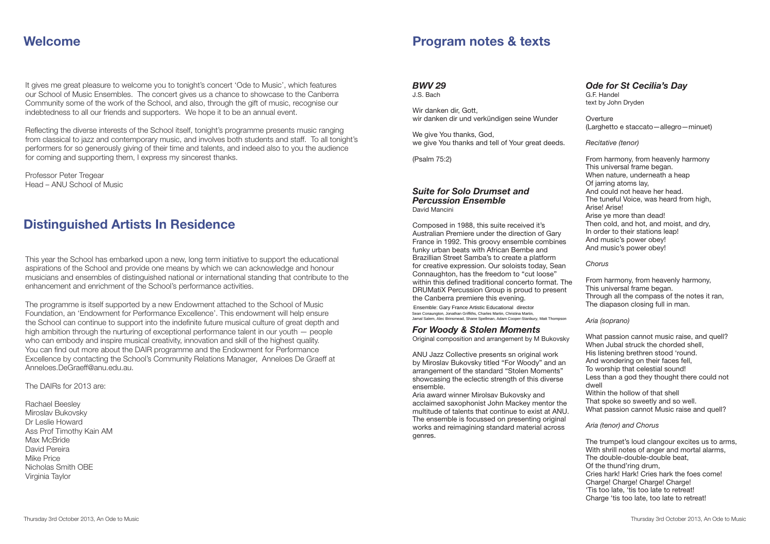## Welcome

It gives me great pleasure to welcome you to tonight's concert 'Ode to Music', which features our School of Music Ensembles. The concert gives us a chance to showcase to the Canberra Community some of the work of the School, and also, through the gift of music, recognise our indebtedness to all our friends and supporters. We hope it to be an annual event.

Reflecting the diverse interests of the School itself, tonight's programme presents music ranging from classical to jazz and contemporary music, and involves both students and staff. To all tonight's performers for so generously giving of their time and talents, and indeed also to you the audience for coming and supporting them, I express my sincerest thanks.

Professor Peter Tregear
Head – ANU School of Music

## Distinguished Artists In Residence

This year the School has embarked upon a new, long term initiative to support the educational aspirations of the School and provide one means by which we can acknowledge and honour musicians and ensembles of distinguished national or international standing that contribute to the enhancement and enrichment of the School's performance activities.

The programme is itself supported by a new Endowment attached to the School of Music Foundation, an 'Endowment for Performance Excellence'. This endowment will help ensure the School can continue to support into the indefinite future musical culture of great depth and high ambition through the nurturing of exceptional performance talent in our youth — people who can embody and inspire musical creativity, innovation and skill of the highest quality. You can find out more about the DAIR programme and the Endowment for Performance Excellence by contacting the School's Community Relations Manager, Anneloes De Graeff at Anneloes.DeGraeff@anu.edu.au.

The DAIRs for 2013 are:

Rachael Beesley
Miroslav Bukovsky
Dr Leslie Howard
Ass Prof Timothy Kain AM
Max McBride
David Pereira
Mike Price
Nicholas Smith OBE
Virginia Taylor

## Program notes & texts

### *BWV 29*
J.S. Bach

Wir danken dir, Gott,
wir danken dir und verkündigen seine Wunder

We give You thanks, God,
we give You thanks and tell of Your great deeds.

(Psalm 75:2)

### *Suite for Solo Drumset and Percussion Ensemble*
David Mancini

Composed in 1988, this suite received it's Australian Premiere under the direction of Gary France in 1992. This groovy ensemble combines funky urban beats with African Bembe and Brazillian Street Samba's to create a platform for creative expression. Our soloists today, Sean Connaughton, has the freedom to "cut loose" within this defined traditional concerto format. The DRUMatiX Percussion Group is proud to present the Canberra premiere this evening.

Ensemble: Gary France Artistic Educational director
Sean Conaungton, Jonathan Griffiths, Charles Martin, Christina Martin,
Jamal Salem, Alec Brinsmead, Shane Spellman, Adam Cooper-Stanbury, Matt Thompson

### *For Woody & Stolen Moments*
Original composition and arrangement by M Bukovsky

ANU Jazz Collective presents sn original work by Miroslav Bukovsky titled "For Woody" and an arrangement of the standard "Stolen Moments" showcasing the eclectic strength of this diverse ensemble.
Aria award winner Mirolsav Bukovsky and acclaimed saxophonist John Mackey mentor the multitude of talents that continue to exist at ANU. The ensemble is focussed on presenting original works and reimagining standard material across genres.

### *Ode for St Cecilia's Day*
G.F. Handel
text by John Dryden

Overture
(Larghetto e staccato—allegro—minuet)

*Recitative (tenor)*

From harmony, from heavenly harmony
This universal frame began.
When nature, underneath a heap
Of jarring atoms lay,
And could not heave her head.
The tuneful Voice, was heard from high,
Arise! Arise!
Arise ye more than dead!
Then cold, and hot, and moist, and dry,
In order to their stations leap!
And music's power obey!
And music's power obey!

*Chorus*

From harmony, from heavenly harmony,
This universal frame began.
Through all the compass of the notes it ran,
The diapason closing full in man.

*Aria (soprano)*

What passion cannot music raise, and quell?
When Jubal struck the chorded shell,
His listening brethren stood 'round.
And wondering on their faces fell,
To worship that celestial sound!
Less than a god they thought there could not dwell
Within the hollow of that shell
That spoke so sweetly and so well.
What passion cannot Music raise and quell?

*Aria (tenor) and Chorus*

The trumpet's loud clangour excites us to arms,
With shrill notes of anger and mortal alarms,
The double-double-double beat,
Of the thund'ring drum,
Cries hark! Hark! Cries hark the foes come!
Charge! Charge! Charge! Charge!
'Tis too late, 'tis too late to retreat!
Charge 'tis too late, too late to retreat!